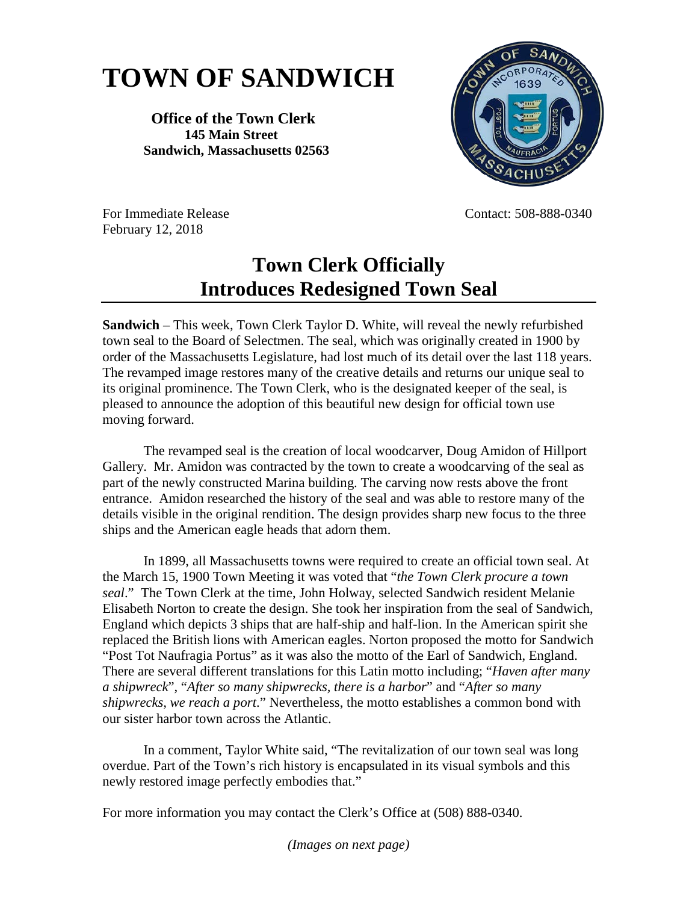# TOWN OF SANDWICH

**Office of the Town Clerk**
**145 Main Street**
**Sandwich, Massachusetts 02563**

For Immediate Release
February 12, 2018

Contact: 508-888-0340

## Town Clerk Officially Introduces Redesigned Town Seal

**Sandwich** – This week, Town Clerk Taylor D. White, will reveal the newly refurbished town seal to the Board of Selectmen. The seal, which was originally created in 1900 by order of the Massachusetts Legislature, had lost much of its detail over the last 118 years. The revamped image restores many of the creative details and returns our unique seal to its original prominence. The Town Clerk, who is the designated keeper of the seal, is pleased to announce the adoption of this beautiful new design for official town use moving forward.

The revamped seal is the creation of local woodcarver, Doug Amidon of Hillport Gallery. Mr. Amidon was contracted by the town to create a woodcarving of the seal as part of the newly constructed Marina building. The carving now rests above the front entrance. Amidon researched the history of the seal and was able to restore many of the details visible in the original rendition. The design provides sharp new focus to the three ships and the American eagle heads that adorn them.

In 1899, all Massachusetts towns were required to create an official town seal. At the March 15, 1900 Town Meeting it was voted that "*the Town Clerk procure a town seal*." The Town Clerk at the time, John Holway, selected Sandwich resident Melanie Elisabeth Norton to create the design. She took her inspiration from the seal of Sandwich, England which depicts 3 ships that are half-ship and half-lion. In the American spirit she replaced the British lions with American eagles. Norton proposed the motto for Sandwich "Post Tot Naufragia Portus" as it was also the motto of the Earl of Sandwich, England. There are several different translations for this Latin motto including; "*Haven after many a shipwreck*", "*After so many shipwrecks, there is a harbor*" and "*After so many shipwrecks, we reach a port*." Nevertheless, the motto establishes a common bond with our sister harbor town across the Atlantic.

In a comment, Taylor White said, "The revitalization of our town seal was long overdue. Part of the Town's rich history is encapsulated in its visual symbols and this newly restored image perfectly embodies that."

For more information you may contact the Clerk's Office at (508) 888-0340.

*(Images on next page)*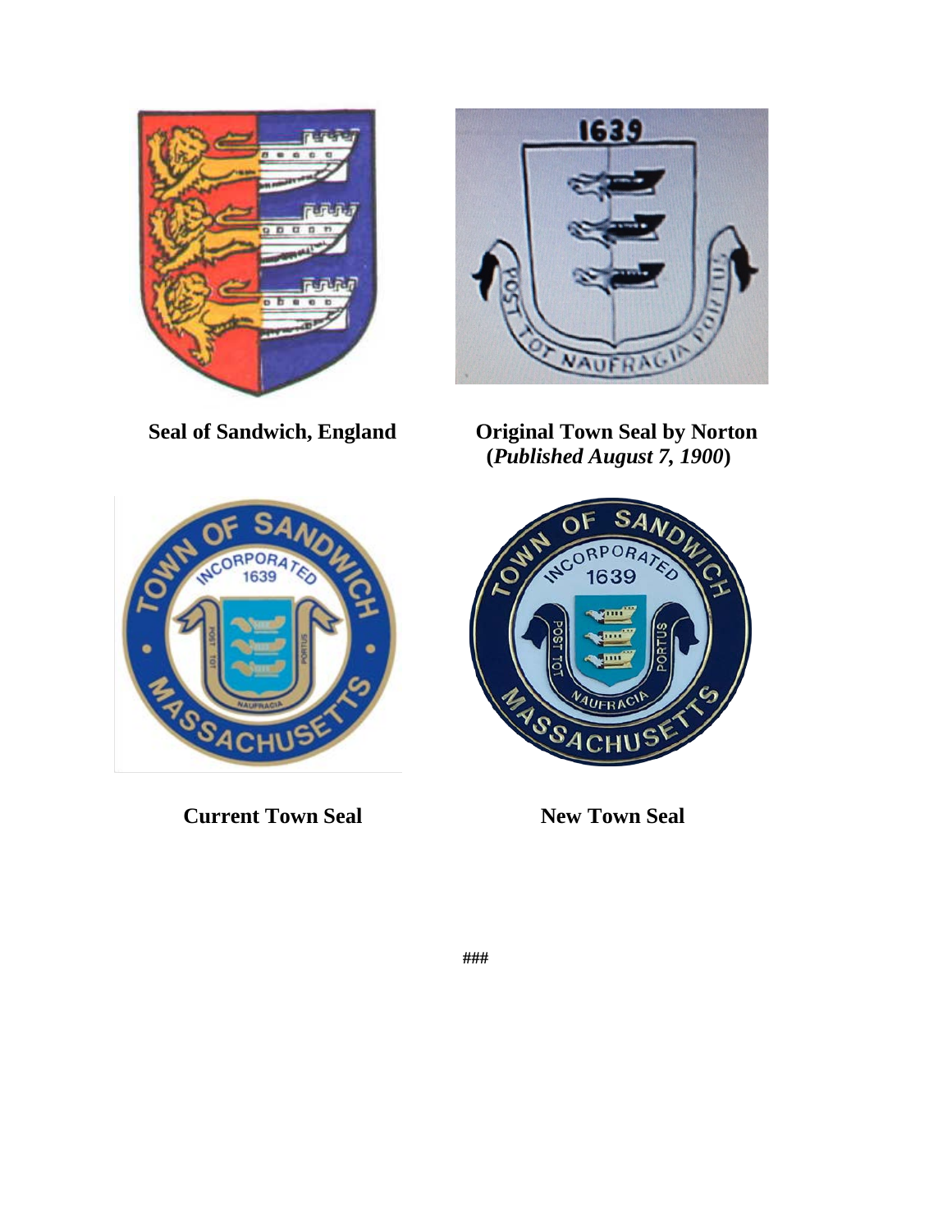**Seal of Sandwich, England**

**Original Town Seal by Norton (*Published August 7, 1900*)**

**Current Town Seal**

**New Town Seal**

###